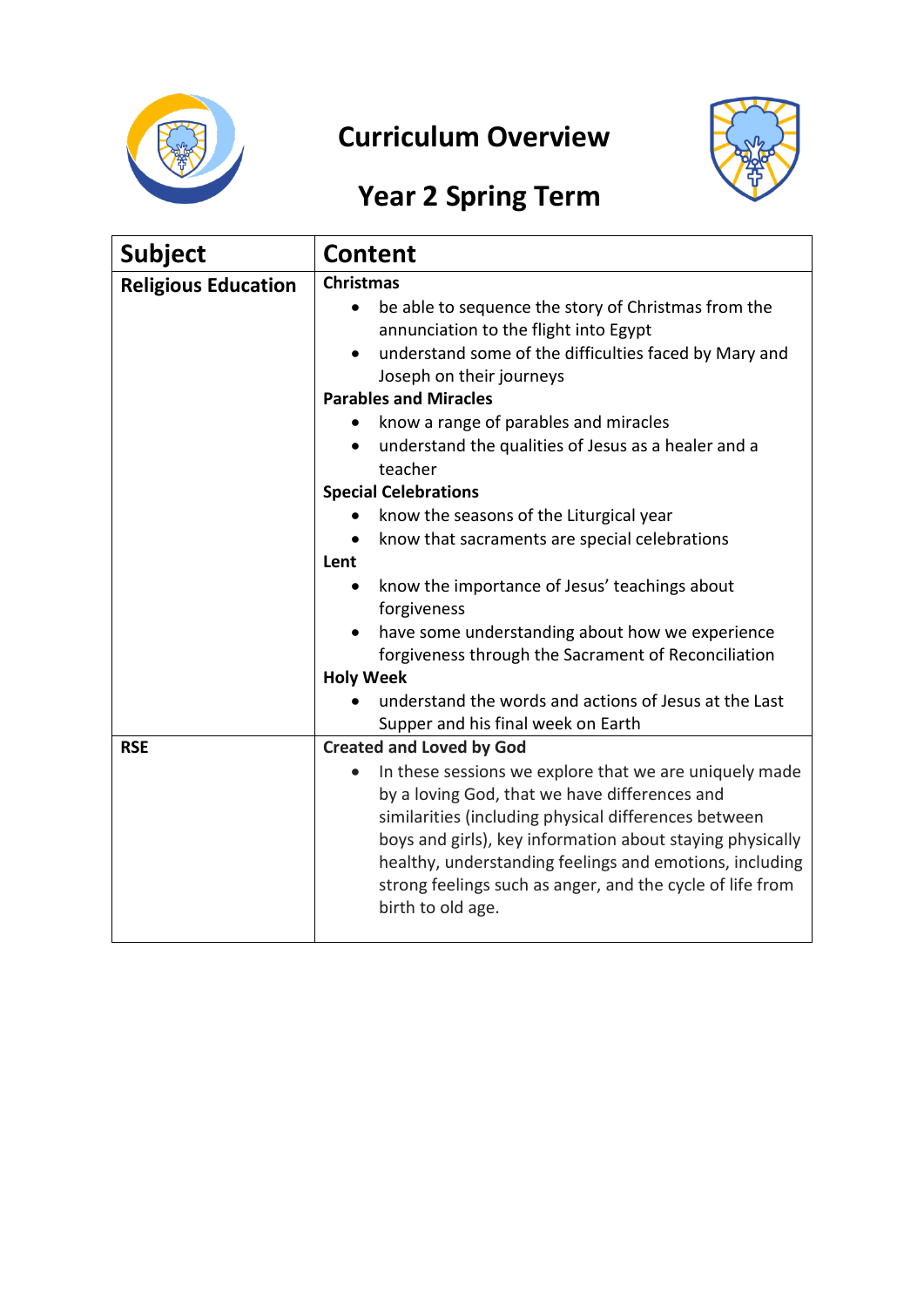# Curriculum Overview

## Year 2 Spring Term

| Subject | Content |
| --- | --- |
| **Religious Education** | **Christmas**<br>• be able to sequence the story of Christmas from the annunciation to the flight into Egypt<br>• understand some of the difficulties faced by Mary and Joseph on their journeys<br>**Parables and Miracles**<br>• know a range of parables and miracles<br>• understand the qualities of Jesus as a healer and a teacher<br>**Special Celebrations**<br>• know the seasons of the Liturgical year<br>• know that sacraments are special celebrations<br>**Lent**<br>• know the importance of Jesus' teachings about forgiveness<br>• have some understanding about how we experience forgiveness through the Sacrament of Reconciliation<br>**Holy Week**<br>• understand the words and actions of Jesus at the Last Supper and his final week on Earth |
| **RSE** | **Created and Loved by God**<br>• In these sessions we explore that we are uniquely made by a loving God, that we have differences and similarities (including physical differences between boys and girls), key information about staying physically healthy, understanding feelings and emotions, including strong feelings such as anger, and the cycle of life from birth to old age. |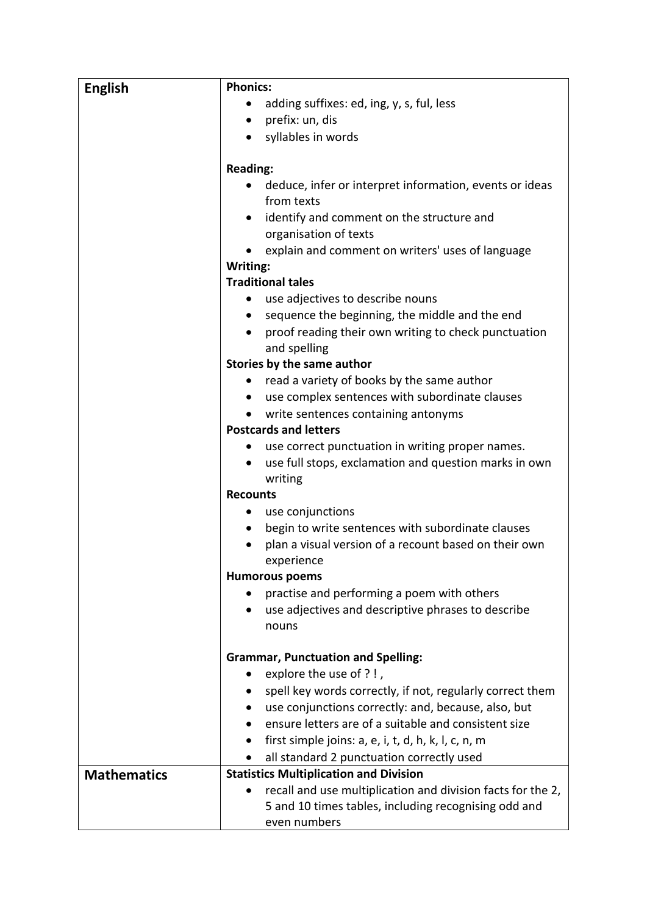| English | **Phonics:**<br>• adding suffixes: ed, ing, y, s, ful, less<br>• prefix: un, dis<br>• syllables in words<br><br>**Reading:**<br>• deduce, infer or interpret information, events or ideas from texts<br>• identify and comment on the structure and organisation of texts<br>• explain and comment on writers' uses of language<br>**Writing:**<br>**Traditional tales**<br>• use adjectives to describe nouns<br>• sequence the beginning, the middle and the end<br>• proof reading their own writing to check punctuation and spelling<br>**Stories by the same author**<br>• read a variety of books by the same author<br>• use complex sentences with subordinate clauses<br>• write sentences containing antonyms<br>**Postcards and letters**<br>• use correct punctuation in writing proper names.<br>• use full stops, exclamation and question marks in own writing<br>**Recounts**<br>• use conjunctions<br>• begin to write sentences with subordinate clauses<br>• plan a visual version of a recount based on their own experience<br>**Humorous poems**<br>• practise and performing a poem with others<br>• use adjectives and descriptive phrases to describe nouns<br><br>**Grammar, Punctuation and Spelling:**<br>• explore the use of ? ! ,<br>• spell key words correctly, if not, regularly correct them<br>• use conjunctions correctly: and, because, also, but<br>• ensure letters are of a suitable and consistent size<br>• first simple joins: a, e, i, t, d, h, k, l, c, n, m<br>• all standard 2 punctuation correctly used |
|---|---|
| **Mathematics** | **Statistics Multiplication and Division**<br>• recall and use multiplication and division facts for the 2, 5 and 10 times tables, including recognising odd and even numbers |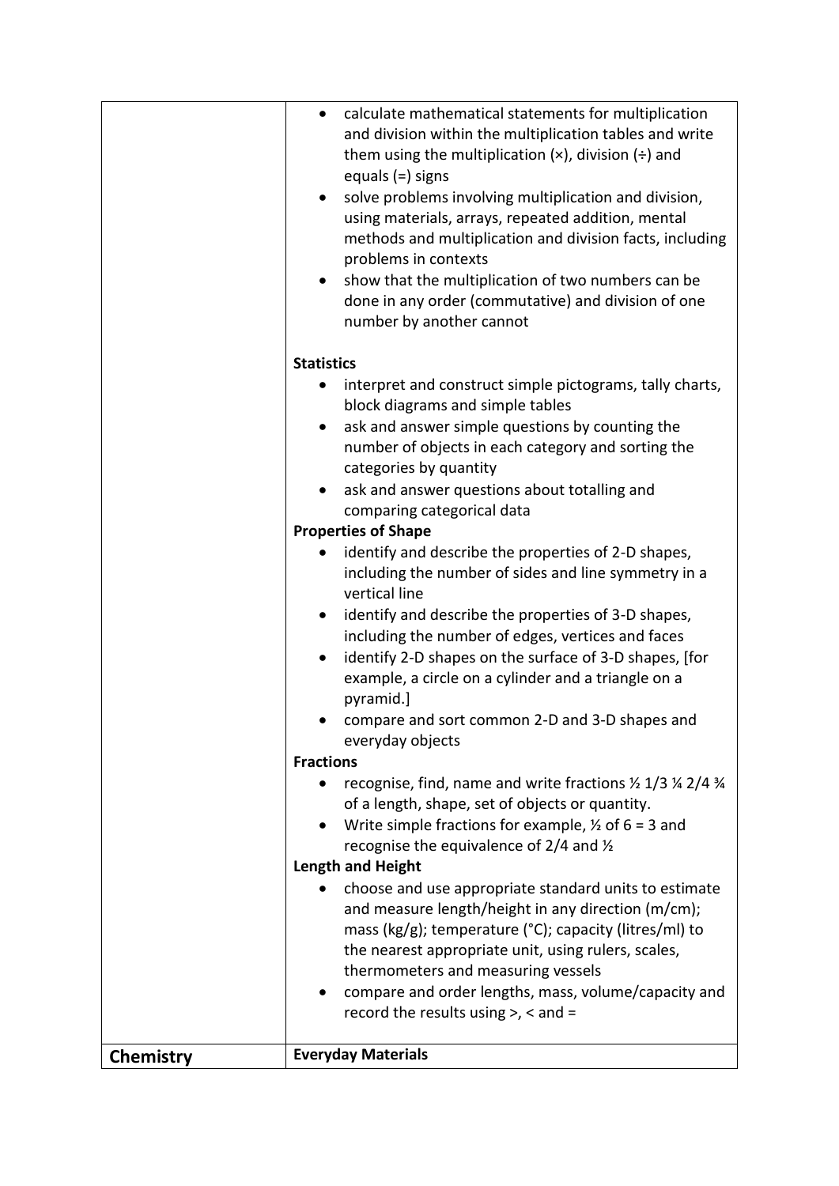| | |
|---|---|
| | • calculate mathematical statements for multiplication and division within the multiplication tables and write them using the multiplication (×), division (÷) and equals (=) signs<br>• solve problems involving multiplication and division, using materials, arrays, repeated addition, mental methods and multiplication and division facts, including problems in contexts<br>• show that the multiplication of two numbers can be done in any order (commutative) and division of one number by another cannot<br><br>**Statistics**<br>• interpret and construct simple pictograms, tally charts, block diagrams and simple tables<br>• ask and answer simple questions by counting the number of objects in each category and sorting the categories by quantity<br>• ask and answer questions about totalling and comparing categorical data<br>**Properties of Shape**<br>• identify and describe the properties of 2-D shapes, including the number of sides and line symmetry in a vertical line<br>• identify and describe the properties of 3-D shapes, including the number of edges, vertices and faces<br>• identify 2-D shapes on the surface of 3-D shapes, [for example, a circle on a cylinder and a triangle on a pyramid.]<br>• compare and sort common 2-D and 3-D shapes and everyday objects<br>**Fractions**<br>• recognise, find, name and write fractions ½ 1/3 ¼ 2/4 ¾ of a length, shape, set of objects or quantity.<br>• Write simple fractions for example, ½ of 6 = 3 and recognise the equivalence of 2/4 and ½<br>**Length and Height**<br>• choose and use appropriate standard units to estimate and measure length/height in any direction (m/cm); mass (kg/g); temperature (°C); capacity (litres/ml) to the nearest appropriate unit, using rulers, scales, thermometers and measuring vessels<br>• compare and order lengths, mass, volume/capacity and record the results using >, < and = |
| **Chemistry** | **Everyday Materials** |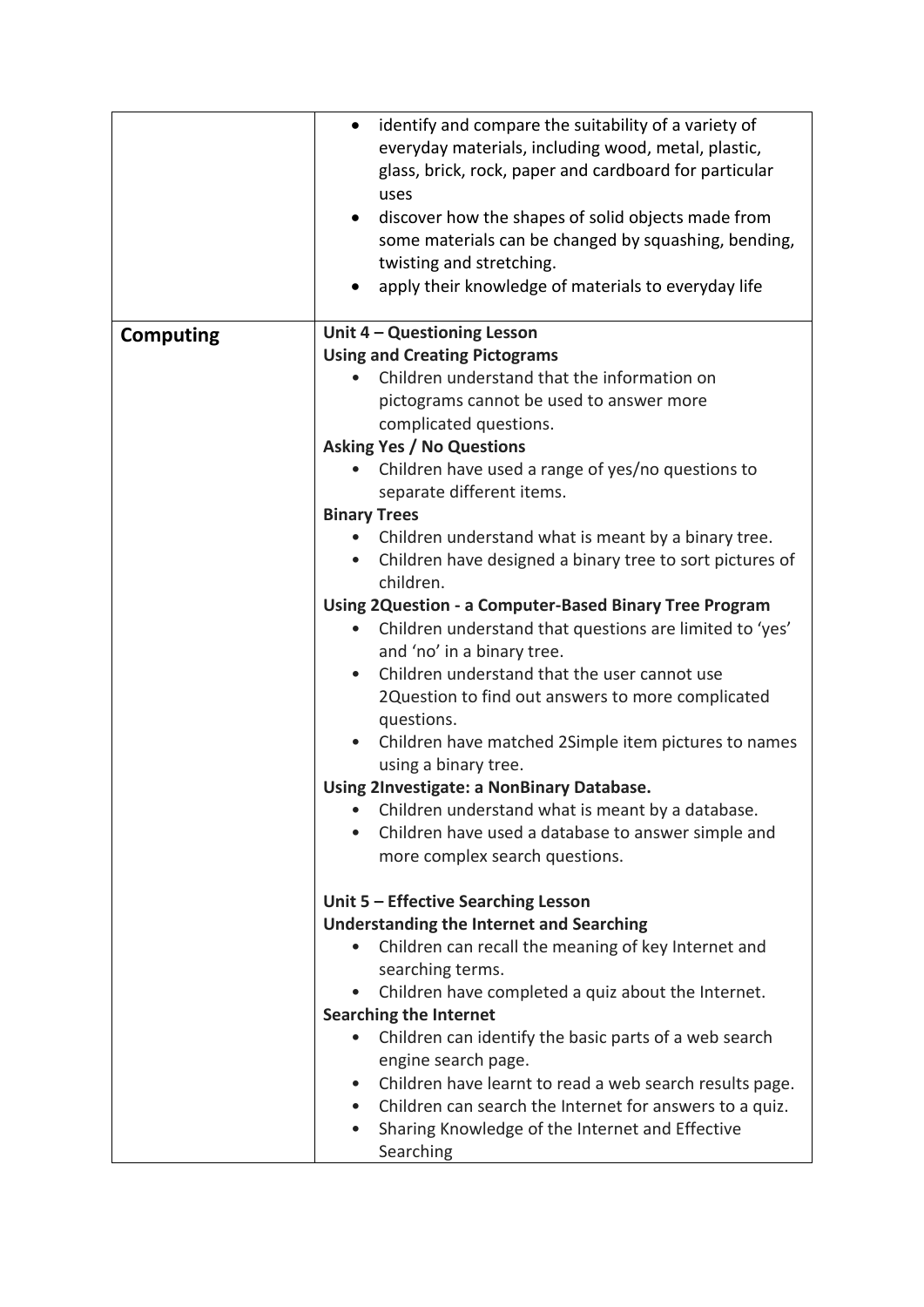| | |
|---|---|
| | • identify and compare the suitability of a variety of everyday materials, including wood, metal, plastic, glass, brick, rock, paper and cardboard for particular uses<br>• discover how the shapes of solid objects made from some materials can be changed by squashing, bending, twisting and stretching.<br>• apply their knowledge of materials to everyday life |
| **Computing** | **Unit 4 – Questioning Lesson**<br>**Using and Creating Pictograms**<br>• Children understand that the information on pictograms cannot be used to answer more complicated questions.<br>**Asking Yes / No Questions**<br>• Children have used a range of yes/no questions to separate different items.<br>**Binary Trees**<br>• Children understand what is meant by a binary tree.<br>• Children have designed a binary tree to sort pictures of children.<br>**Using 2Question - a Computer-Based Binary Tree Program**<br>• Children understand that questions are limited to 'yes' and 'no' in a binary tree.<br>• Children understand that the user cannot use 2Question to find out answers to more complicated questions.<br>• Children have matched 2Simple item pictures to names using a binary tree.<br>**Using 2Investigate: a NonBinary Database.**<br>• Children understand what is meant by a database.<br>• Children have used a database to answer simple and more complex search questions.<br><br>**Unit 5 – Effective Searching Lesson**<br>**Understanding the Internet and Searching**<br>• Children can recall the meaning of key Internet and searching terms.<br>• Children have completed a quiz about the Internet.<br>**Searching the Internet**<br>• Children can identify the basic parts of a web search engine search page.<br>• Children have learnt to read a web search results page.<br>• Children can search the Internet for answers to a quiz.<br>• Sharing Knowledge of the Internet and Effective Searching |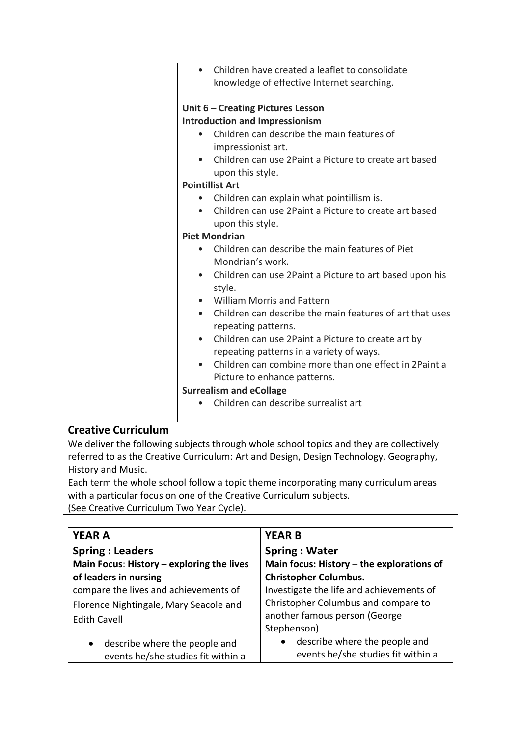| | • Children have created a leaflet to consolidate knowledge of effective Internet searching.<br><br>**Unit 6 – Creating Pictures Lesson**<br>**Introduction and Impressionism**<br>• Children can describe the main features of impressionist art.<br>• Children can use 2Paint a Picture to create art based upon this style.<br>**Pointillist Art**<br>• Children can explain what pointillism is.<br>• Children can use 2Paint a Picture to create art based upon this style.<br>**Piet Mondrian**<br>• Children can describe the main features of Piet Mondrian's work.<br>• Children can use 2Paint a Picture to art based upon his style.<br>• William Morris and Pattern<br>• Children can describe the main features of art that uses repeating patterns.<br>• Children can use 2Paint a Picture to create art by repeating patterns in a variety of ways.<br>• Children can combine more than one effect in 2Paint a Picture to enhance patterns.<br>**Surrealism and eCollage**<br>• Children can describe surrealist art |
|---|---|

## Creative Curriculum

We deliver the following subjects through whole school topics and they are collectively referred to as the Creative Curriculum: Art and Design, Design Technology, Geography, History and Music.

Each term the whole school follow a topic theme incorporating many curriculum areas with a particular focus on one of the Creative Curriculum subjects.

(See Creative Curriculum Two Year Cycle).

| **YEAR A** | **YEAR B** |
|---|---|
| **Spring : Leaders**<br>**Main Focus: History – exploring the lives of leaders in nursing**<br>compare the lives and achievements of Florence Nightingale, Mary Seacole and Edith Cavell<br><br>• describe where the people and events he/she studies fit within a | **Spring : Water**<br>**Main focus: History – the explorations of Christopher Columbus.**<br>Investigate the life and achievements of Christopher Columbus and compare to another famous person (George Stephenson)<br><br>• describe where the people and events he/she studies fit within a |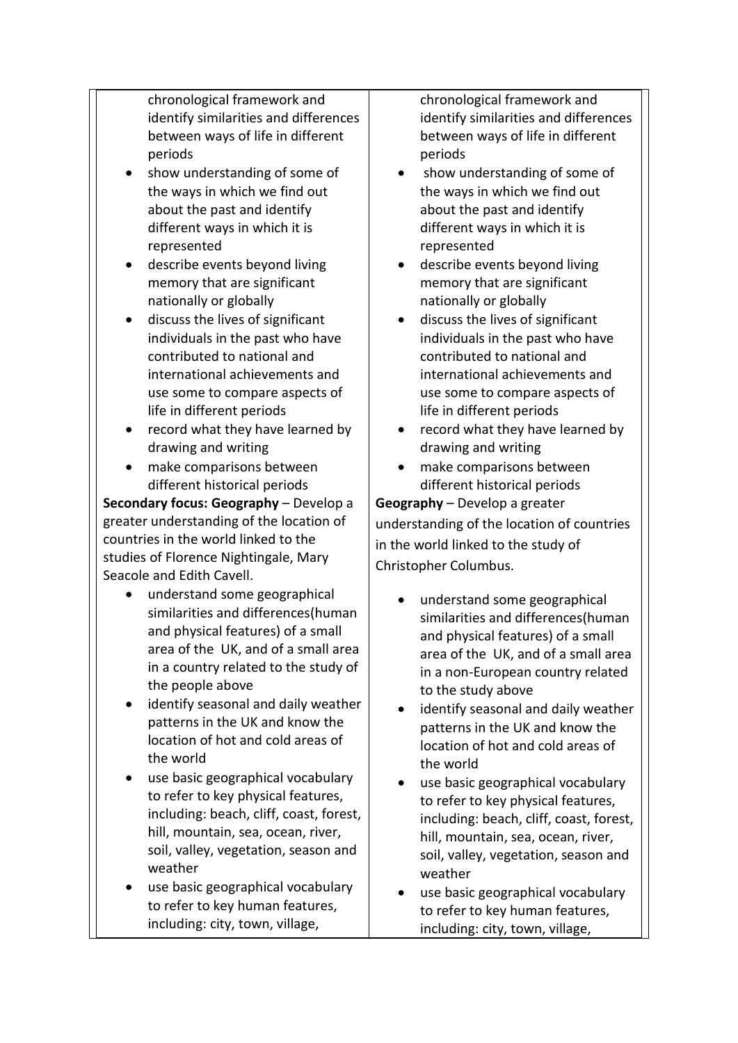| | |
|---|---|
| chronological framework and identify similarities and differences between ways of life in different periods<br>• show understanding of some of the ways in which we find out about the past and identify different ways in which it is represented<br>• describe events beyond living memory that are significant nationally or globally<br>• discuss the lives of significant individuals in the past who have contributed to national and international achievements and use some to compare aspects of life in different periods<br>• record what they have learned by drawing and writing<br>• make comparisons between different historical periods<br>**Secondary focus: Geography** – Develop a greater understanding of the location of countries in the world linked to the studies of Florence Nightingale, Mary Seacole and Edith Cavell.<br>• understand some geographical similarities and differences(human and physical features) of a small area of the UK, and of a small area in a country related to the study of the people above<br>• identify seasonal and daily weather patterns in the UK and know the location of hot and cold areas of the world<br>• use basic geographical vocabulary to refer to key physical features, including: beach, cliff, coast, forest, hill, mountain, sea, ocean, river, soil, valley, vegetation, season and weather<br>• use basic geographical vocabulary to refer to key human features, including: city, town, village, | chronological framework and identify similarities and differences between ways of life in different periods<br>• show understanding of some of the ways in which we find out about the past and identify different ways in which it is represented<br>• describe events beyond living memory that are significant nationally or globally<br>• discuss the lives of significant individuals in the past who have contributed to national and international achievements and use some to compare aspects of life in different periods<br>• record what they have learned by drawing and writing<br>• make comparisons between different historical periods<br>**Geography** – Develop a greater understanding of the location of countries in the world linked to the study of Christopher Columbus.<br>• understand some geographical similarities and differences(human and physical features) of a small area of the UK, and of a small area in a non-European country related to the study above<br>• identify seasonal and daily weather patterns in the UK and know the location of hot and cold areas of the world<br>• use basic geographical vocabulary to refer to key physical features, including: beach, cliff, coast, forest, hill, mountain, sea, ocean, river, soil, valley, vegetation, season and weather<br>• use basic geographical vocabulary to refer to key human features, including: city, town, village, |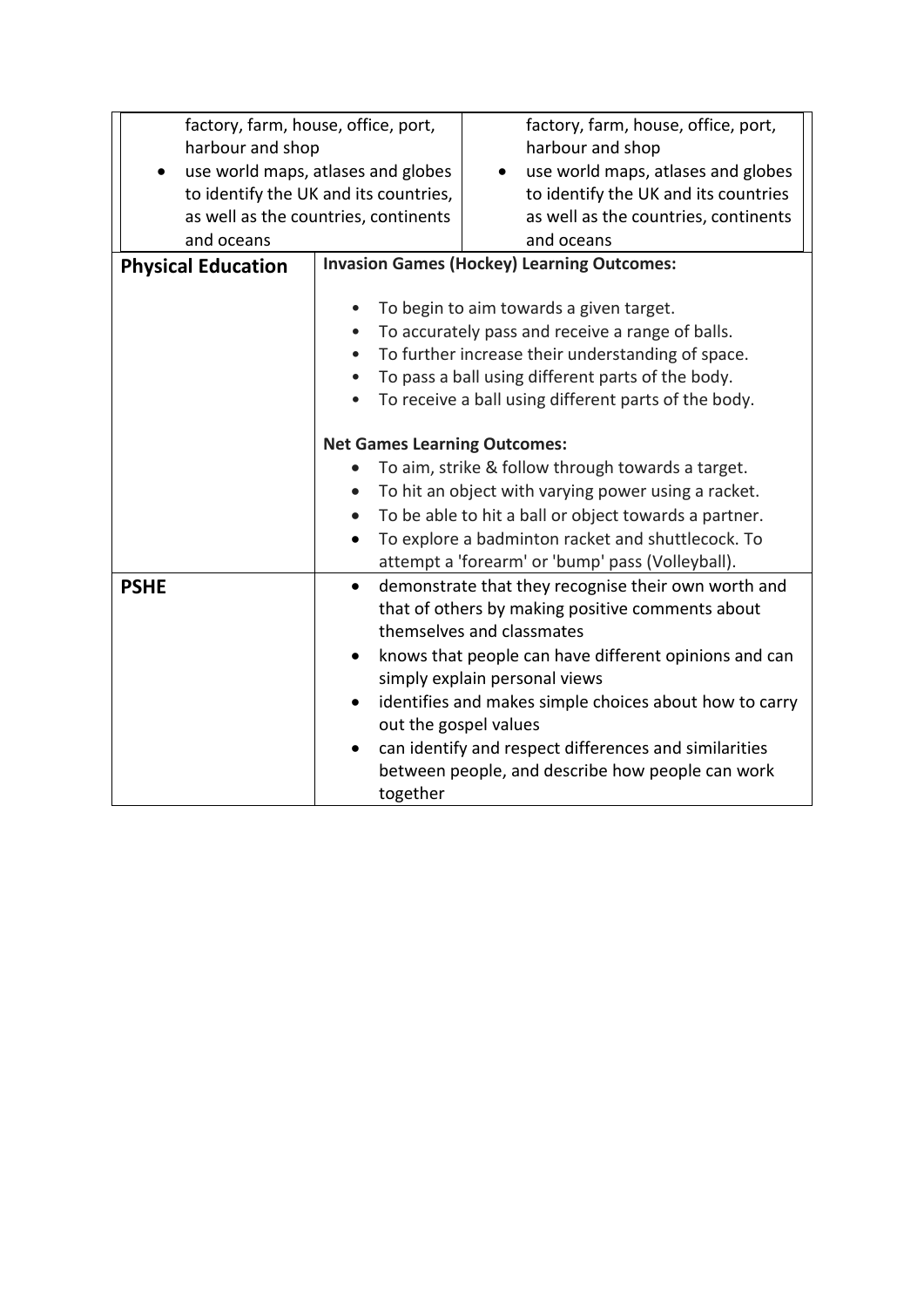| | | |
|---|---|---|
| | factory, farm, house, office, port, harbour and shop<br>• use world maps, atlases and globes to identify the UK and its countries, as well as the countries, continents and oceans | factory, farm, house, office, port, harbour and shop<br>• use world maps, atlases and globes to identify the UK and its countries as well as the countries, continents and oceans |
| **Physical Education** | **Invasion Games (Hockey) Learning Outcomes:**<br><br>• To begin to aim towards a given target.<br>• To accurately pass and receive a range of balls.<br>• To further increase their understanding of space.<br>• To pass a ball using different parts of the body.<br>• To receive a ball using different parts of the body.<br><br>**Net Games Learning Outcomes:**<br>• To aim, strike & follow through towards a target.<br>• To hit an object with varying power using a racket.<br>• To be able to hit a ball or object towards a partner.<br>• To explore a badminton racket and shuttlecock. To attempt a 'forearm' or 'bump' pass (Volleyball). | |
| **PSHE** | • demonstrate that they recognise their own worth and that of others by making positive comments about themselves and classmates<br>• knows that people can have different opinions and can simply explain personal views<br>• identifies and makes simple choices about how to carry out the gospel values<br>• can identify and respect differences and similarities between people, and describe how people can work together | |